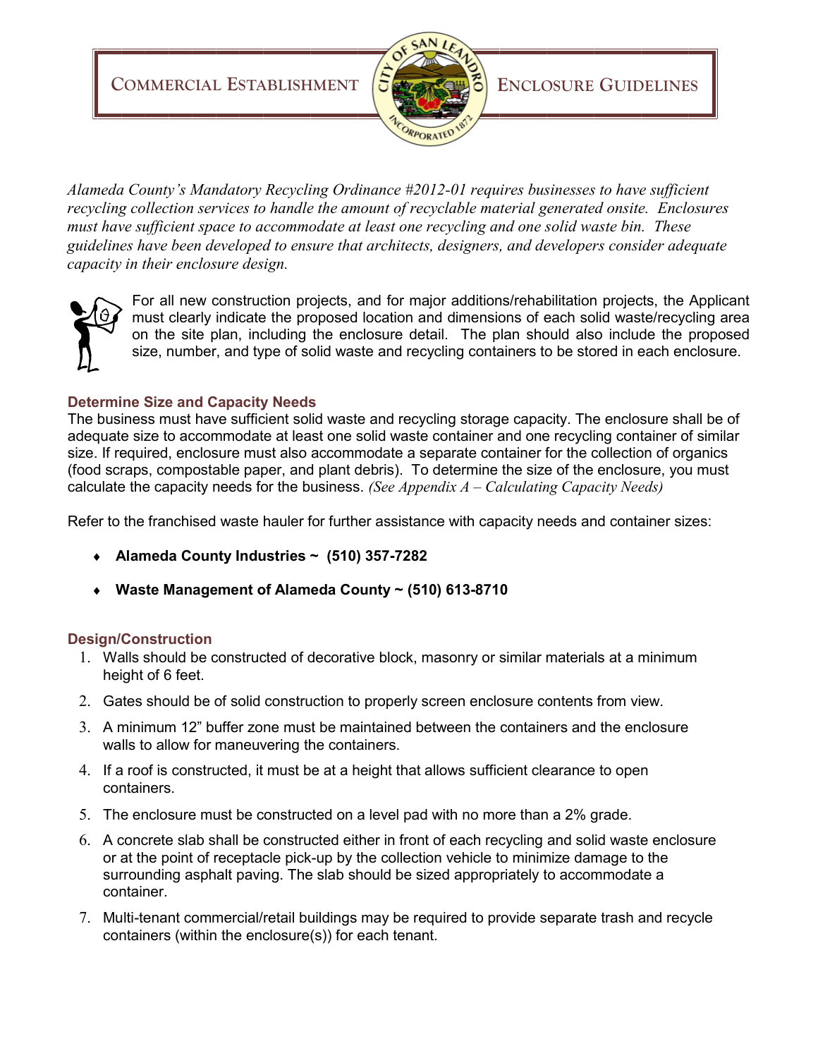# COMMERCIAL ESTABLISHMENT ENCLOSURE GUIDELINES

*Alameda County's Mandatory Recycling Ordinance #2012-01 requires businesses to have sufficient recycling collection services to handle the amount of recyclable material generated onsite. Enclosures must have sufficient space to accommodate at least one recycling and one solid waste bin. These guidelines have been developed to ensure that architects, designers, and developers consider adequate capacity in their enclosure design.*

For all new construction projects, and for major additions/rehabilitation projects, the Applicant must clearly indicate the proposed location and dimensions of each solid waste/recycling area on the site plan, including the enclosure detail. The plan should also include the proposed size, number, and type of solid waste and recycling containers to be stored in each enclosure.

## Determine Size and Capacity Needs

The business must have sufficient solid waste and recycling storage capacity. The enclosure shall be of adequate size to accommodate at least one solid waste container and one recycling container of similar size. If required, enclosure must also accommodate a separate container for the collection of organics (food scraps, compostable paper, and plant debris). To determine the size of the enclosure, you must calculate the capacity needs for the business. *(See Appendix A – Calculating Capacity Needs)*

Refer to the franchised waste hauler for further assistance with capacity needs and container sizes:

- **Alameda County Industries ~ (510) 357-7282**
- **Waste Management of Alameda County ~ (510) 613-8710**

## Design/Construction

1. Walls should be constructed of decorative block, masonry or similar materials at a minimum height of 6 feet.
2. Gates should be of solid construction to properly screen enclosure contents from view.
3. A minimum 12" buffer zone must be maintained between the containers and the enclosure walls to allow for maneuvering the containers.
4. If a roof is constructed, it must be at a height that allows sufficient clearance to open containers.
5. The enclosure must be constructed on a level pad with no more than a 2% grade.
6. A concrete slab shall be constructed either in front of each recycling and solid waste enclosure or at the point of receptacle pick-up by the collection vehicle to minimize damage to the surrounding asphalt paving. The slab should be sized appropriately to accommodate a container.
7. Multi-tenant commercial/retail buildings may be required to provide separate trash and recycle containers (within the enclosure(s)) for each tenant.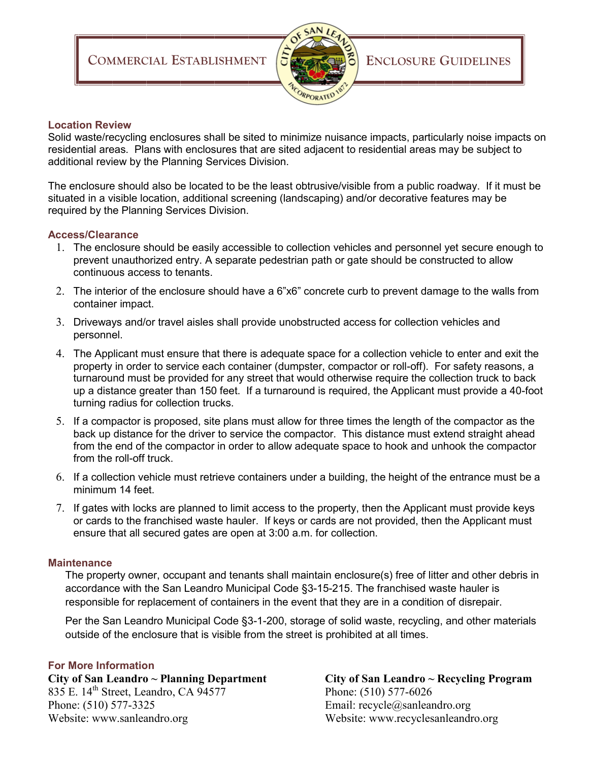# Commercial Establishment Enclosure Guidelines

### Location Review

Solid waste/recycling enclosures shall be sited to minimize nuisance impacts, particularly noise impacts on residential areas. Plans with enclosures that are sited adjacent to residential areas may be subject to additional review by the Planning Services Division.

The enclosure should also be located to be the least obtrusive/visible from a public roadway. If it must be situated in a visible location, additional screening (landscaping) and/or decorative features may be required by the Planning Services Division.

### Access/Clearance

1. The enclosure should be easily accessible to collection vehicles and personnel yet secure enough to prevent unauthorized entry. A separate pedestrian path or gate should be constructed to allow continuous access to tenants.
2. The interior of the enclosure should have a 6"x6" concrete curb to prevent damage to the walls from container impact.
3. Driveways and/or travel aisles shall provide unobstructed access for collection vehicles and personnel.
4. The Applicant must ensure that there is adequate space for a collection vehicle to enter and exit the property in order to service each container (dumpster, compactor or roll-off). For safety reasons, a turnaround must be provided for any street that would otherwise require the collection truck to back up a distance greater than 150 feet. If a turnaround is required, the Applicant must provide a 40-foot turning radius for collection trucks.
5. If a compactor is proposed, site plans must allow for three times the length of the compactor as the back up distance for the driver to service the compactor. This distance must extend straight ahead from the end of the compactor in order to allow adequate space to hook and unhook the compactor from the roll-off truck.
6. If a collection vehicle must retrieve containers under a building, the height of the entrance must be a minimum 14 feet.
7. If gates with locks are planned to limit access to the property, then the Applicant must provide keys or cards to the franchised waste hauler. If keys or cards are not provided, then the Applicant must ensure that all secured gates are open at 3:00 a.m. for collection.

### Maintenance

The property owner, occupant and tenants shall maintain enclosure(s) free of litter and other debris in accordance with the San Leandro Municipal Code §3-15-215. The franchised waste hauler is responsible for replacement of containers in the event that they are in a condition of disrepair.

Per the San Leandro Municipal Code §3-1-200, storage of solid waste, recycling, and other materials outside of the enclosure that is visible from the street is prohibited at all times.

### For More Information

**City of San Leandro ~ Planning Department**
835 E. 14th Street, Leandro, CA 94577
Phone: (510) 577-3325
Website: www.sanleandro.org

**City of San Leandro ~ Recycling Program**
Phone: (510) 577-6026
Email: recycle@sanleandro.org
Website: www.recyclesanleandro.org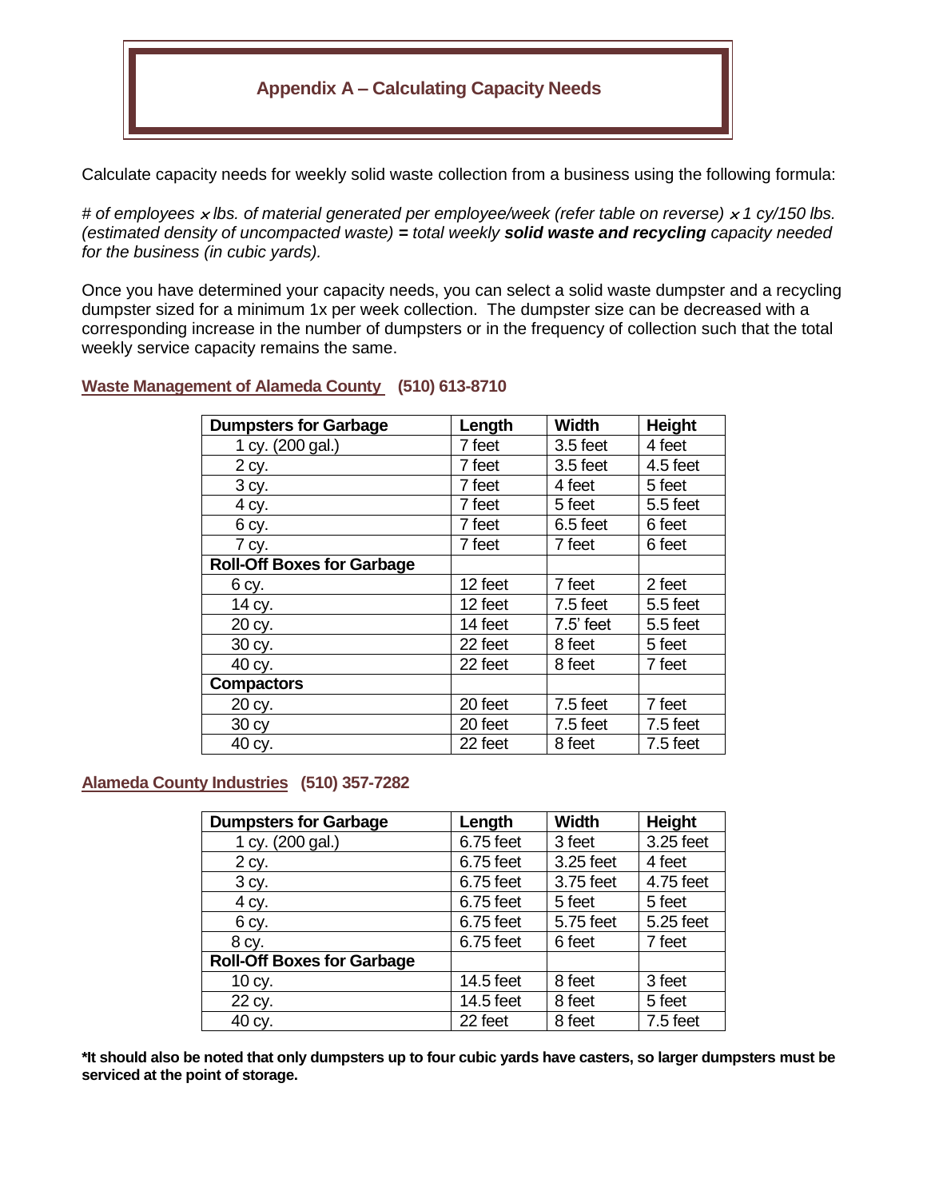# Appendix A – Calculating Capacity Needs

Calculate capacity needs for weekly solid waste collection from a business using the following formula:

*# of employees × lbs. of material generated per employee/week (refer table on reverse) × 1 cy/150 lbs. (estimated density of uncompacted waste)* ***=*** *total weekly* ***solid waste and recycling*** *capacity needed for the business (in cubic yards).*

Once you have determined your capacity needs, you can select a solid waste dumpster and a recycling dumpster sized for a minimum 1x per week collection. The dumpster size can be decreased with a corresponding increase in the number of dumpsters or in the frequency of collection such that the total weekly service capacity remains the same.

**Waste Management of Alameda County (510) 613-8710**

| Dumpsters for Garbage | Length | Width | Height |
|---|---|---|---|
| 1 cy. (200 gal.) | 7 feet | 3.5 feet | 4 feet |
| 2 cy. | 7 feet | 3.5 feet | 4.5 feet |
| 3 cy. | 7 feet | 4 feet | 5 feet |
| 4 cy. | 7 feet | 5 feet | 5.5 feet |
| 6 cy. | 7 feet | 6.5 feet | 6 feet |
| 7 cy. | 7 feet | 7 feet | 6 feet |
| **Roll-Off Boxes for Garbage** | | | |
| 6 cy. | 12 feet | 7 feet | 2 feet |
| 14 cy. | 12 feet | 7.5 feet | 5.5 feet |
| 20 cy. | 14 feet | 7.5' feet | 5.5 feet |
| 30 cy. | 22 feet | 8 feet | 5 feet |
| 40 cy. | 22 feet | 8 feet | 7 feet |
| **Compactors** | | | |
| 20 cy. | 20 feet | 7.5 feet | 7 feet |
| 30 cy | 20 feet | 7.5 feet | 7.5 feet |
| 40 cy. | 22 feet | 8 feet | 7.5 feet |

**Alameda County Industries (510) 357-7282**

| Dumpsters for Garbage | Length | Width | Height |
|---|---|---|---|
| 1 cy. (200 gal.) | 6.75 feet | 3 feet | 3.25 feet |
| 2 cy. | 6.75 feet | 3.25 feet | 4 feet |
| 3 cy. | 6.75 feet | 3.75 feet | 4.75 feet |
| 4 cy. | 6.75 feet | 5 feet | 5 feet |
| 6 cy. | 6.75 feet | 5.75 feet | 5.25 feet |
| 8 cy. | 6.75 feet | 6 feet | 7 feet |
| **Roll-Off Boxes for Garbage** | | | |
| 10 cy. | 14.5 feet | 8 feet | 3 feet |
| 22 cy. | 14.5 feet | 8 feet | 5 feet |
| 40 cy. | 22 feet | 8 feet | 7.5 feet |

***It should also be noted that only dumpsters up to four cubic yards have casters, so larger dumpsters must be serviced at the point of storage.**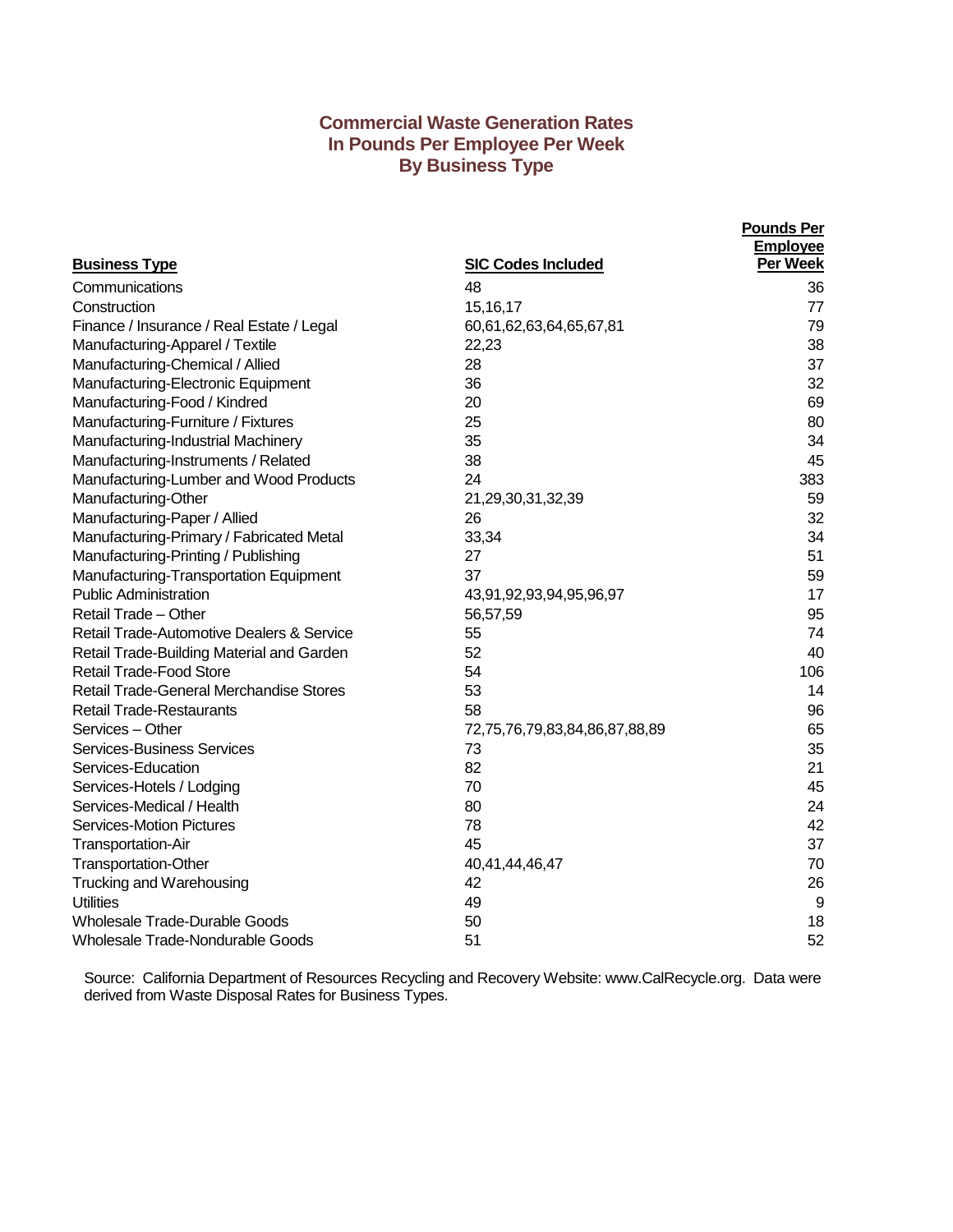## Commercial Waste Generation Rates
## In Pounds Per Employee Per Week
## By Business Type

| Business Type | SIC Codes Included | Pounds Per Employee Per Week |
|---|---|---|
| Communications | 48 | 36 |
| Construction | 15,16,17 | 77 |
| Finance / Insurance / Real Estate / Legal | 60,61,62,63,64,65,67,81 | 79 |
| Manufacturing-Apparel / Textile | 22,23 | 38 |
| Manufacturing-Chemical / Allied | 28 | 37 |
| Manufacturing-Electronic Equipment | 36 | 32 |
| Manufacturing-Food / Kindred | 20 | 69 |
| Manufacturing-Furniture / Fixtures | 25 | 80 |
| Manufacturing-Industrial Machinery | 35 | 34 |
| Manufacturing-Instruments / Related | 38 | 45 |
| Manufacturing-Lumber and Wood Products | 24 | 383 |
| Manufacturing-Other | 21,29,30,31,32,39 | 59 |
| Manufacturing-Paper / Allied | 26 | 32 |
| Manufacturing-Primary / Fabricated Metal | 33,34 | 34 |
| Manufacturing-Printing / Publishing | 27 | 51 |
| Manufacturing-Transportation Equipment | 37 | 59 |
| Public Administration | 43,91,92,93,94,95,96,97 | 17 |
| Retail Trade – Other | 56,57,59 | 95 |
| Retail Trade-Automotive Dealers & Service | 55 | 74 |
| Retail Trade-Building Material and Garden | 52 | 40 |
| Retail Trade-Food Store | 54 | 106 |
| Retail Trade-General Merchandise Stores | 53 | 14 |
| Retail Trade-Restaurants | 58 | 96 |
| Services – Other | 72,75,76,79,83,84,86,87,88,89 | 65 |
| Services-Business Services | 73 | 35 |
| Services-Education | 82 | 21 |
| Services-Hotels / Lodging | 70 | 45 |
| Services-Medical / Health | 80 | 24 |
| Services-Motion Pictures | 78 | 42 |
| Transportation-Air | 45 | 37 |
| Transportation-Other | 40,41,44,46,47 | 70 |
| Trucking and Warehousing | 42 | 26 |
| Utilities | 49 | 9 |
| Wholesale Trade-Durable Goods | 50 | 18 |
| Wholesale Trade-Nondurable Goods | 51 | 52 |

Source: California Department of Resources Recycling and Recovery Website: www.CalRecycle.org. Data were derived from Waste Disposal Rates for Business Types.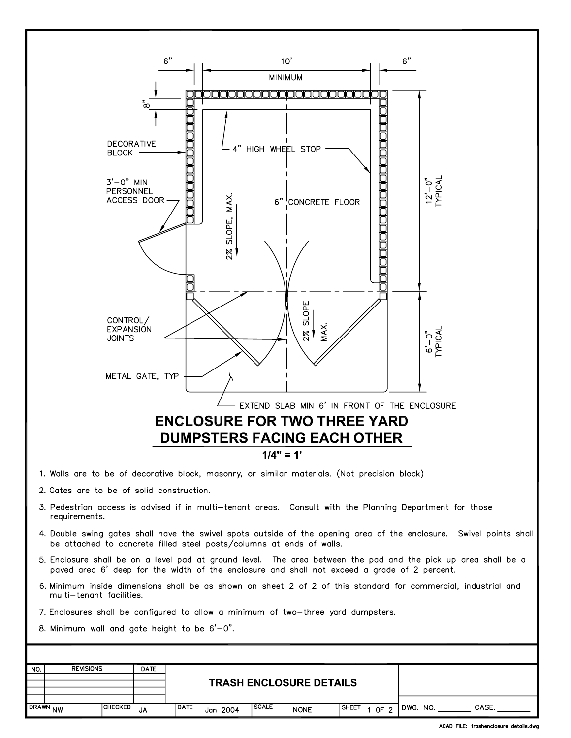6" 10' MINIMUM 6"

8"

DECORATIVE BLOCK

4" HIGH WHEEL STOP

3'-0" MIN PERSONNEL ACCESS DOOR

2% SLOPE, MAX.

6" CONCRETE FLOOR

12'-0" TYPICAL

CONTROL/ EXPANSION JOINTS

2% SLOPE MAX.

6'-0" TYPICAL

METAL GATE, TYP

EXTEND SLAB MIN 6' IN FRONT OF THE ENCLOSURE

## ENCLOSURE FOR TWO THREE YARD DUMPSTERS FACING EACH OTHER

**1/4" = 1'**

1. Walls are to be of decorative block, masonry, or similar materials. (Not precision block)
2. Gates are to be of solid construction.
3. Pedestrian access is advised if in multi-tenant areas. Consult with the Planning Department for those requirements.
4. Double swing gates shall have the swivel spots outside of the opening area of the enclosure. Swivel points shall be attached to concrete filled steel posts/columns at ends of walls.
5. Enclosure shall be on a level pad at ground level. The area between the pad and the pick up area shall be a paved area 6' deep for the width of the enclosure and shall not exceed a grade of 2 percent.
6. Minimum inside dimensions shall be as shown on sheet 2 of 2 of this standard for commercial, industrial and multi-tenant facilities.
7. Enclosures shall be configured to allow a minimum of two-three yard dumpsters.
8. Minimum wall and gate height to be 6'-0".

| NO. | REVISIONS | DATE |
|---|---|---|
| | | |

**TRASH ENCLOSURE DETAILS**

| DRAWN NW | CHECKED JA | DATE Jan 2004 | SCALE NONE | SHEET 1 OF 2 | DWG. NO. ________ CASE. ________ |
|---|---|---|---|---|---|

ACAD FILE: trashenclosure details.dwg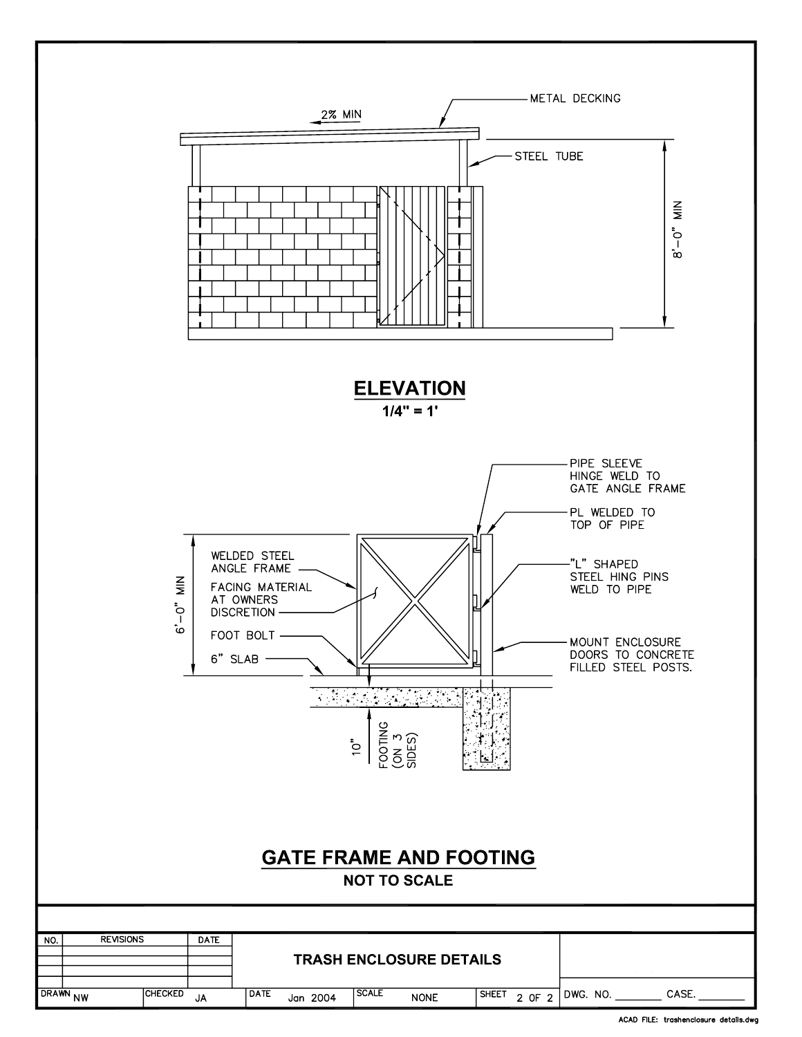METAL DECKING

2% MIN

STEEL TUBE

8'-0" MIN

## ELEVATION

**1/4" = 1'**

PIPE SLEEVE HINGE WELD TO GATE ANGLE FRAME

PL WELDED TO TOP OF PIPE

"L" SHAPED STEEL HING PINS WELD TO PIPE

MOUNT ENCLOSURE DOORS TO CONCRETE FILLED STEEL POSTS.

6'-0" MIN

WELDED STEEL ANGLE FRAME

FACING MATERIAL AT OWNERS DISCRETION

FOOT BOLT

6" SLAB

10"

FOOTING (ON 3 SIDES)

## GATE FRAME AND FOOTING

**NOT TO SCALE**

| NO. | REVISIONS | DATE |
|---|---|---|
| | | |
| | | |
| | | |
| | | |

**TRASH ENCLOSURE DETAILS**

| DRAWN | CHECKED | DATE | SCALE | SHEET | DWG. NO. | CASE. |
|---|---|---|---|---|---|---|
| NW | JA | Jan 2004 | NONE | 2 OF 2 | ________ | ________ |

ACAD FILE: trashenclosure details.dwg